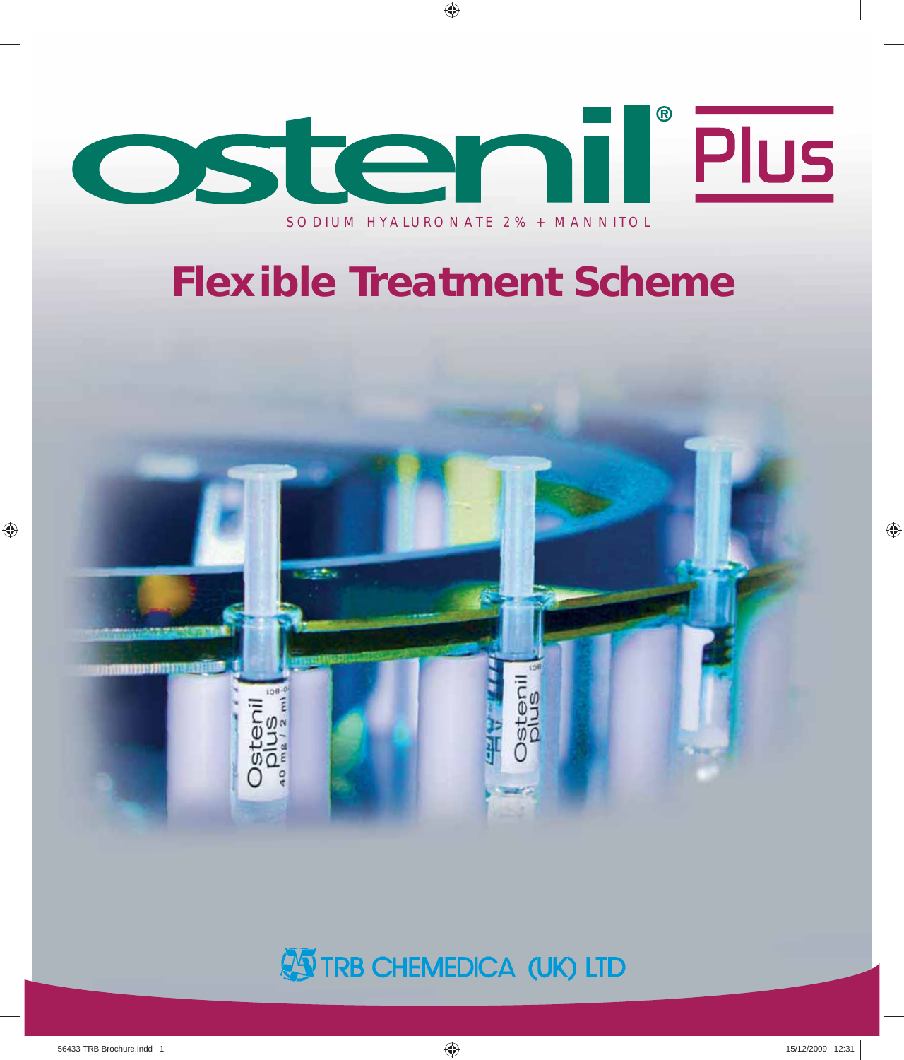# ostenil® Plus

SODIUM HYALURONATE 2% + MANNITOL

## Flexible Treatment Scheme

TRB CHEMEDICA (UK) LTD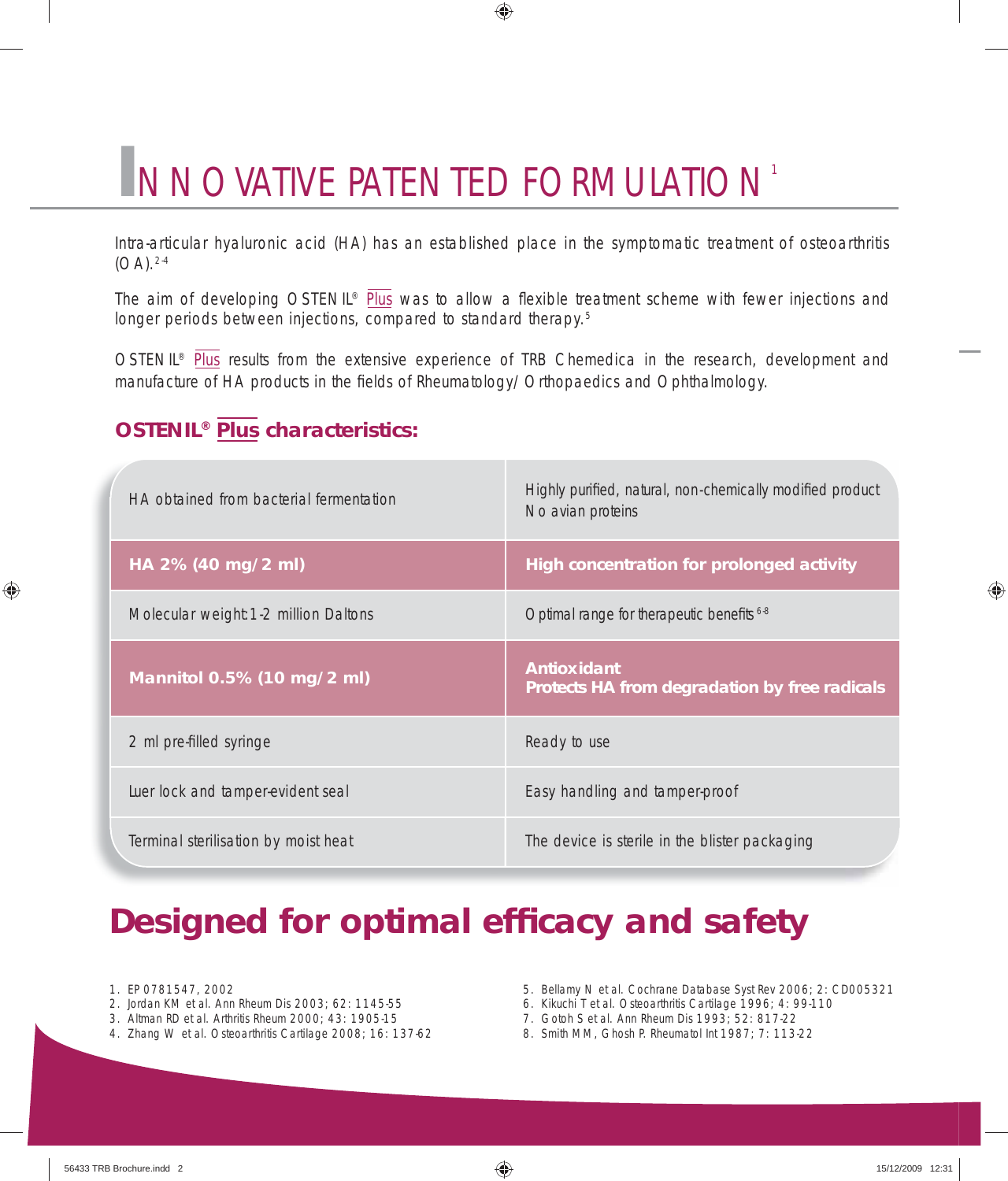# INNOVATIVE PATENTED FORMULATION[1]

Intra-articular hyaluronic acid (HA) has an established place in the symptomatic treatment of osteoarthritis (OA).[2-4]

The aim of developing OSTENIL® Plus was to allow a flexible treatment scheme with fewer injections and longer periods between injections, compared to standard therapy.[5]

OSTENIL® Plus results from the extensive experience of TRB Chemedica in the research, development and manufacture of HA products in the fields of Rheumatology/Orthopaedics and Ophthalmology.

## OSTENIL® Plus characteristics:

| | |
|---|---|
| HA obtained from bacterial fermentation | Highly purified, natural, non-chemically modified product<br>No avian proteins |
| **HA 2% (40 mg/2 ml)** | **High concentration for prolonged activity** |
| Molecular weight 1-2 million Daltons | Optimal range for therapeutic benefits[6-8] |
| **Mannitol 0.5% (10 mg/2 ml)** | **Antioxidant**<br>**Protects HA from degradation by free radicals** |
| 2 ml pre-filled syringe | Ready to use |
| Luer lock and tamper-evident seal | Easy handling and tamper-proof |
| Terminal sterilisation by moist heat | The device is sterile in the blister packaging |

## Designed for optimal efficacy and safety

1. EP 0781547, 2002
2. Jordan KM et al. Ann Rheum Dis 2003; 62: 1145-55
3. Altman RD et al. Arthritis Rheum 2000; 43: 1905-15
4. Zhang W et al. Osteoarthritis Cartilage 2008; 16: 137-62
5. Bellamy N et al. Cochrane Database Syst Rev 2006; 2: CD005321
6. Kikuchi T et al. Osteoarthritis Cartilage 1996; 4: 99-110
7. Gotoh S et al. Ann Rheum Dis 1993; 52: 817-22
8. Smith MM, Ghosh P. Rheumatol Int 1987; 7: 113-22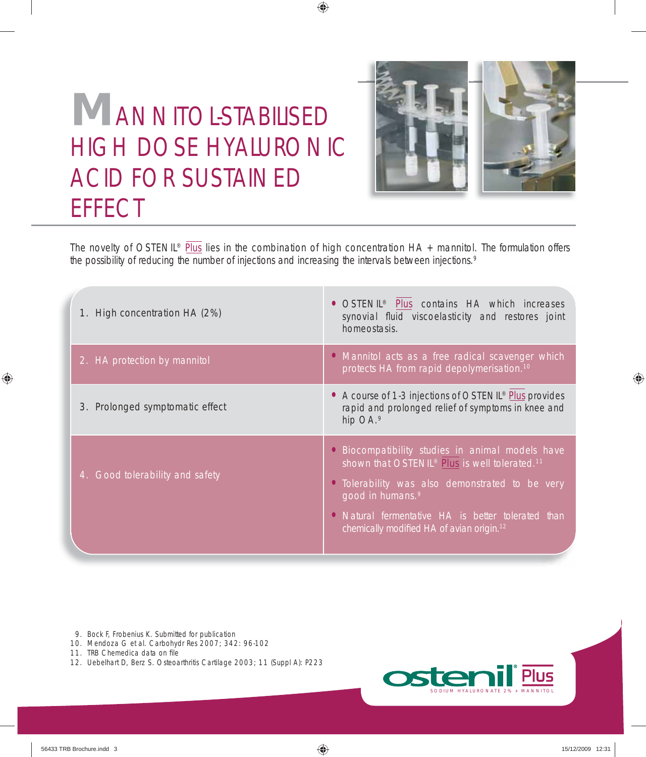# MANNITOL-STABILISED HIGH DOSE HYALURONIC ACID FOR SUSTAINED EFFECT

The novelty of OSTENIL® Plus lies in the combination of high concentration HA + mannitol. The formulation offers the possibility of reducing the number of injections and increasing the intervals between injections.[9]

| | |
|---|---|
| 1. High concentration HA (2%) | • OSTENIL® Plus contains HA which increases synovial fluid viscoelasticity and restores joint homeostasis. |
| 2. HA protection by mannitol | • Mannitol acts as a free radical scavenger which protects HA from rapid depolymerisation.[10] |
| 3. Prolonged symptomatic effect | • A course of 1-3 injections of OSTENIL® Plus provides rapid and prolonged relief of symptoms in knee and hip OA.[9] |
| 4. Good tolerability and safety | • Biocompatibility studies in animal models have shown that OSTENIL® Plus is well tolerated.[11]<br>• Tolerability was also demonstrated to be very good in humans.[9]<br>• Natural fermentative HA is better tolerated than chemically modified HA of avian origin.[12] |

9. Bock F, Frobenius K. Submitted for publication
10. Mendoza G et al. Carbohydr Res 2007; 342: 96-102
11. TRB Chemedica data on file
12. Uebelhart D, Berz S. Osteoarthritis Cartilage 2003; 11 (Suppl A): P223

ostenil® Plus
SODIUM HYALURONATE 2% + MANNITOL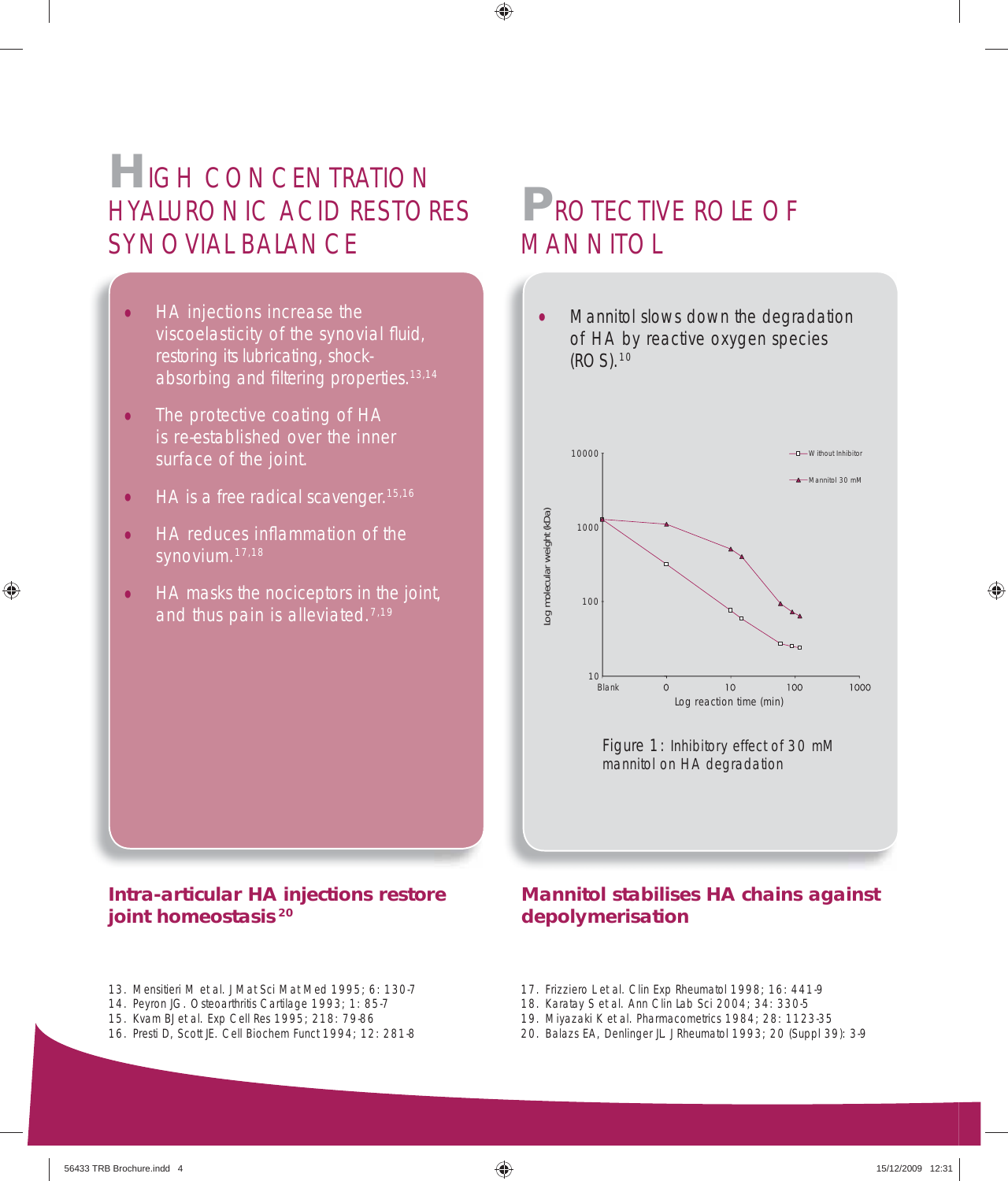# High concentration hyaluronic acid restores synovial balance

- HA injections increase the viscoelasticity of the synovial fluid, restoring its lubricating, shock-absorbing and filtering properties.[13,14]
- The protective coating of HA is re-established over the inner surface of the joint.
- HA is a free radical scavenger.[15,16]
- HA reduces inflammation of the synovium.[17,18]
- HA masks the nociceptors in the joint, and thus pain is alleviated.[7,19]

**Intra-articular HA injections restore joint homeostasis**[20]

# Protective role of mannitol

- Mannitol slows down the degradation of HA by reactive oxygen species (ROS).[10]

Figure 1: Inhibitory effect of 30 mM mannitol on HA degradation

**Mannitol stabilises HA chains against depolymerisation**

13. Mensitieri M et al. J Mat Sci Mat Med 1995; 6: 130-7
14. Peyron JG. Osteoarthritis Cartilage 1993; 1: 85-7
15. Kvam BJ et al. Exp Cell Res 1995; 218: 79-86
16. Presti D, Scott JE. Cell Biochem Funct 1994; 12: 281-8
17. Frizziero L et al. Clin Exp Rheumatol 1998; 16: 441-9
18. Karatay S et al. Ann Clin Lab Sci 2004; 34: 330-5
19. Miyazaki K et al. Pharmacometrics 1984; 28: 1123-35
20. Balazs EA, Denlinger JL. J Rheumatol 1993; 20 (Suppl 39): 3-9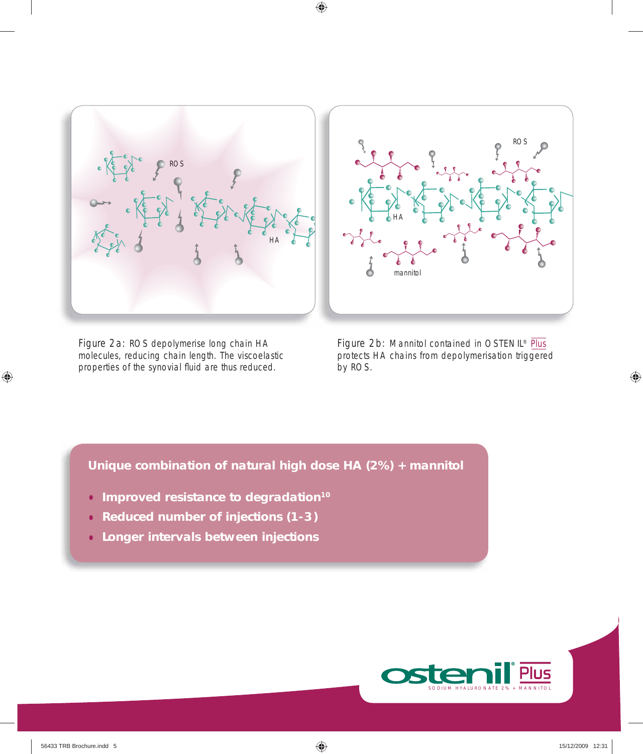Figure 2a: ROS depolymerise long chain HA molecules, reducing chain length. The viscoelastic properties of the synovial fluid are thus reduced.

Figure 2b: Mannitol contained in OSTENIL® Plus protects HA chains from depolymerisation triggered by ROS.

**Unique combination of natural high dose HA (2%) + mannitol**

- **Improved resistance to degradation[10]**
- **Reduced number of injections (1-3)**
- **Longer intervals between injections**

ostenil® Plus

SODIUM HYALURONATE 2% + MANNITOL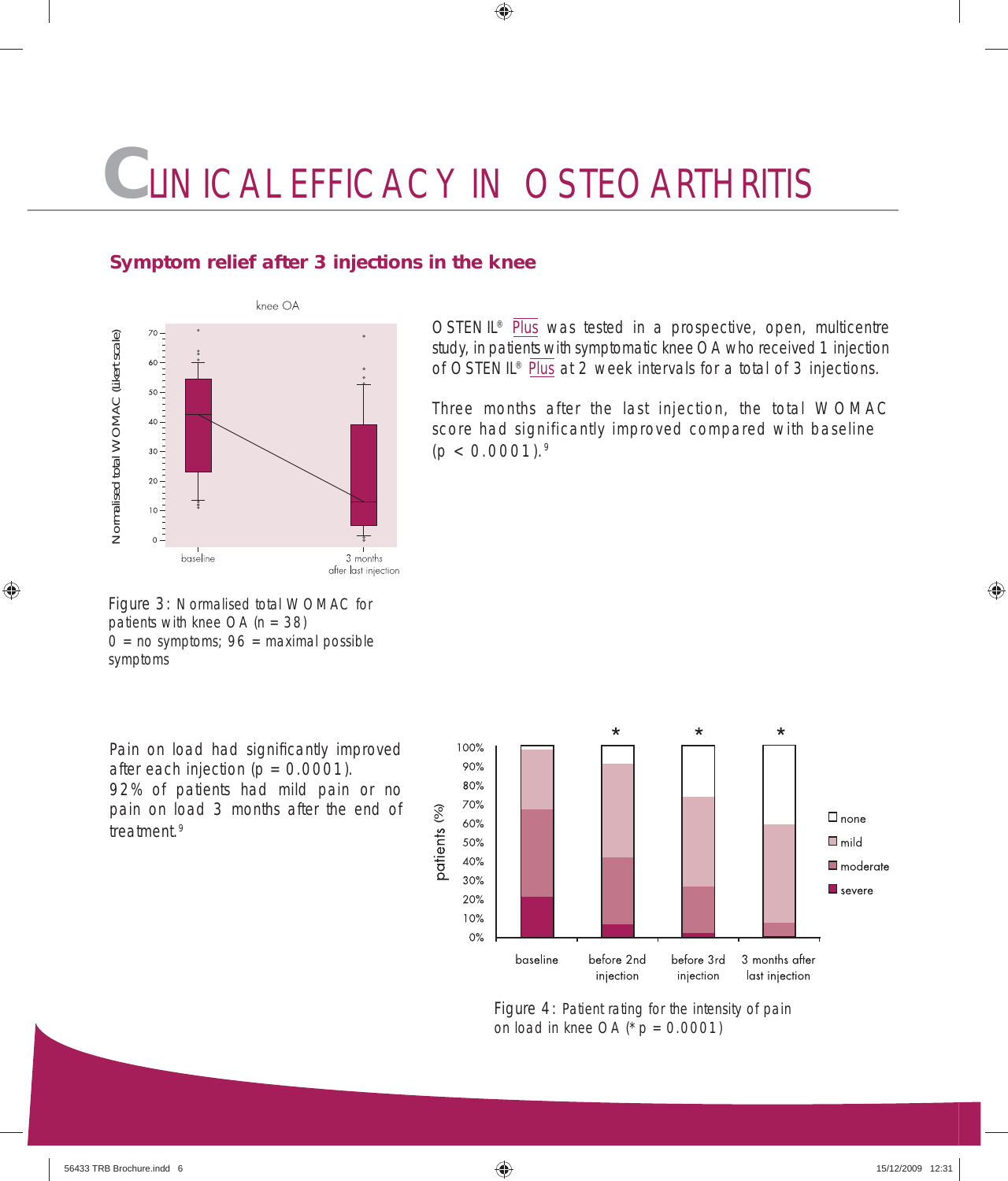# CLINICAL EFFICACY IN OSTEOARTHRITIS

## Symptom relief after 3 injections in the knee

OSTENIL® Plus was tested in a prospective, open, multicentre study, in patients with symptomatic knee OA who received 1 injection of OSTENIL® Plus at 2 week intervals for a total of 3 injections.

Three months after the last injection, the total WOMAC score had significantly improved compared with baseline ($p < 0.0001$).[9]

Figure 3: Normalised total WOMAC for patients with knee OA (n = 38)
0 = no symptoms; 96 = maximal possible symptoms

Pain on load had significantly improved after each injection ($p = 0.0001$).
92% of patients had mild pain or no pain on load 3 months after the end of treatment.[9]

Figure 4: Patient rating for the intensity of pain on load in knee OA (* $p = 0.0001$)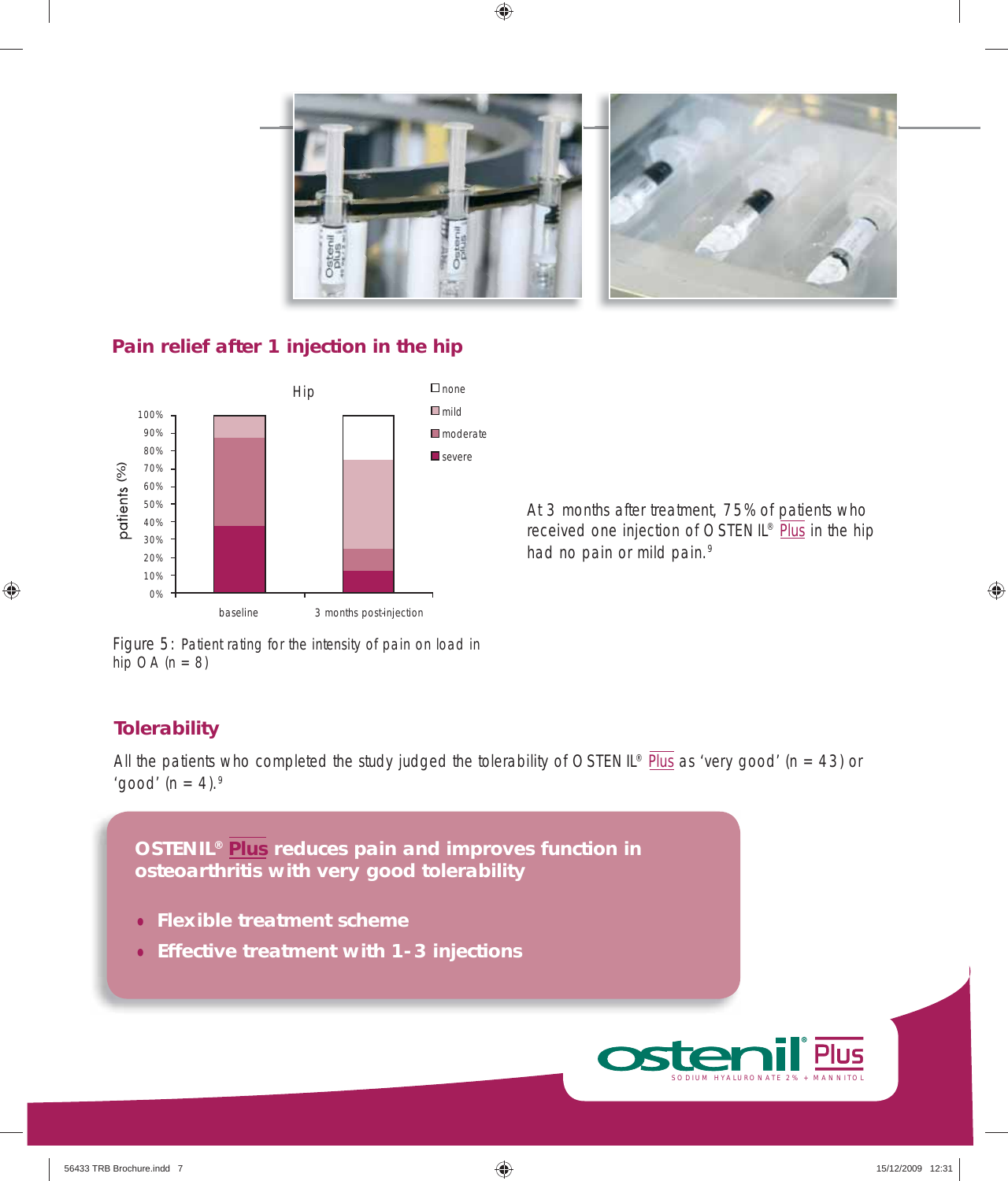## Pain relief after 1 injection in the hip

Hip

| | none | mild | moderate | severe |
|---|---|---|---|---|
| baseline | | | | |
| 3 months post-injection | | | | |

Figure 5: Patient rating for the intensity of pain on load in hip OA (n = 8)

At 3 months after treatment, 75% of patients who received one injection of OSTENIL® Plus in the hip had no pain or mild pain.[9]

## Tolerability

All the patients who completed the study judged the tolerability of OSTENIL® Plus as 'very good' (n = 43) or 'good' (n = 4).[9]

**OSTENIL® Plus reduces pain and improves function in osteoarthritis with very good tolerability**

- **Flexible treatment scheme**
- **Effective treatment with 1-3 injections**

ostenil® Plus
SODIUM HYALURONATE 2% + MANNITOL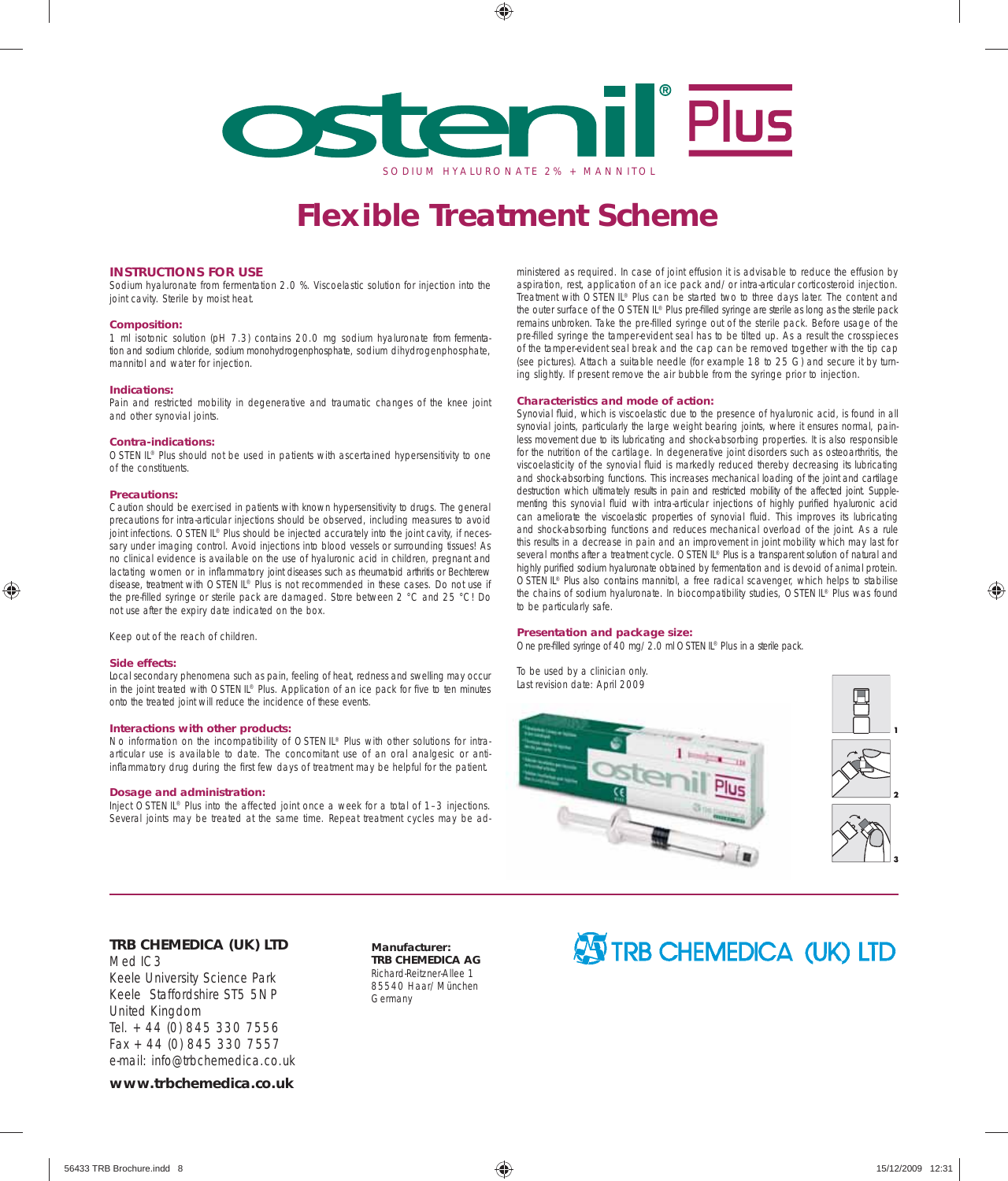# ostenil® Plus

SODIUM HYALURONATE 2% + MANNITOL

# Flexible Treatment Scheme

## INSTRUCTIONS FOR USE

Sodium hyaluronate from fermentation 2.0 %. Viscoelastic solution for injection into the joint cavity. Sterile by moist heat.

### Composition:

1 ml isotonic solution (pH 7.3) contains 20.0 mg sodium hyaluronate from fermentation and sodium chloride, sodium monohydrogenphosphate, sodium dihydrogenphosphate, mannitol and water for injection.

### Indications:

Pain and restricted mobility in degenerative and traumatic changes of the knee joint and other synovial joints.

### Contra-indications:

OSTENIL® Plus should not be used in patients with ascertained hypersensitivity to one of the constituents.

### Precautions:

Caution should be exercised in patients with known hypersensitivity to drugs. The general precautions for intra-articular injections should be observed, including measures to avoid joint infections. OSTENIL® Plus should be injected accurately into the joint cavity, if necessary under imaging control. Avoid injections into blood vessels or surrounding tissues! As no clinical evidence is available on the use of hyaluronic acid in children, pregnant and lactating women or in inflammatory joint diseases such as rheumatoid arthritis or Bechterew disease, treatment with OSTENIL® Plus is not recommended in these cases. Do not use if the pre-filled syringe or sterile pack are damaged. Store between 2 °C and 25 °C! Do not use after the expiry date indicated on the box.

Keep out of the reach of children.

### Side effects:

Local secondary phenomena such as pain, feeling of heat, redness and swelling may occur in the joint treated with OSTENIL® Plus. Application of an ice pack for five to ten minutes onto the treated joint will reduce the incidence of these events.

### Interactions with other products:

No information on the incompatibility of OSTENIL® Plus with other solutions for intra-articular use is available to date. The concomitant use of an oral analgesic or anti-inflammatory drug during the first few days of treatment may be helpful for the patient.

### Dosage and administration:

Inject OSTENIL® Plus into the affected joint once a week for a total of 1–3 injections. Several joints may be treated at the same time. Repeat treatment cycles may be administered as required. In case of joint effusion it is advisable to reduce the effusion by aspiration, rest, application of an ice pack and/or intra-articular corticosteroid injection. Treatment with OSTENIL® Plus can be started two to three days later. The content and the outer surface of the OSTENIL® Plus pre-filled syringe are sterile as long as the sterile pack remains unbroken. Take the pre-filled syringe out of the sterile pack. Before usage of the pre-filled syringe the tamper-evident seal has to be tilted up. As a result the crosspieces of the tamper-evident seal break and the cap can be removed together with the tip cap (see pictures). Attach a suitable needle (for example 18 to 25 G) and secure it by turning slightly. If present remove the air bubble from the syringe prior to injection.

### Characteristics and mode of action:

Synovial fluid, which is viscoelastic due to the presence of hyaluronic acid, is found in all synovial joints, particularly the large weight bearing joints, where it ensures normal, painless movement due to its lubricating and shock-absorbing properties. It is also responsible for the nutrition of the cartilage. In degenerative joint disorders such as osteoarthritis, the viscoelasticity of the synovial fluid is markedly reduced thereby decreasing its lubricating and shock-absorbing functions. This increases mechanical loading of the joint and cartilage destruction which ultimately results in pain and restricted mobility of the affected joint. Supplementing this synovial fluid with intra-articular injections of highly purified hyaluronic acid can ameliorate the viscoelastic properties of synovial fluid. This improves its lubricating and shock-absorbing functions and reduces mechanical overload of the joint. As a rule this results in a decrease in pain and an improvement in joint mobility which may last for several months after a treatment cycle. OSTENIL® Plus is a transparent solution of natural and highly purified sodium hyaluronate obtained by fermentation and is devoid of animal protein. OSTENIL® Plus also contains mannitol, a free radical scavenger, which helps to stabilise the chains of sodium hyaluronate. In biocompatibility studies, OSTENIL® Plus was found to be particularly safe.

### Presentation and package size:

One pre-filled syringe of 40 mg/2.0 ml OSTENIL® Plus in a sterile pack.

To be used by a clinician only.
Last revision date: April 2009

1

2

3

---

**TRB CHEMEDICA (UK) LTD**
Med IC3
Keele University Science Park
Keele Staffordshire ST5 5NP
United Kingdom
Tel. +44 (0)845 330 7556
Fax +44 (0)845 330 7557
e-mail: info@trbchemedica.co.uk

**www.trbchemedica.co.uk**

**Manufacturer:**
**TRB CHEMEDICA AG**
Richard-Reitzner-Allee 1
85540 Haar/München
Germany

TRB CHEMEDICA (UK) LTD